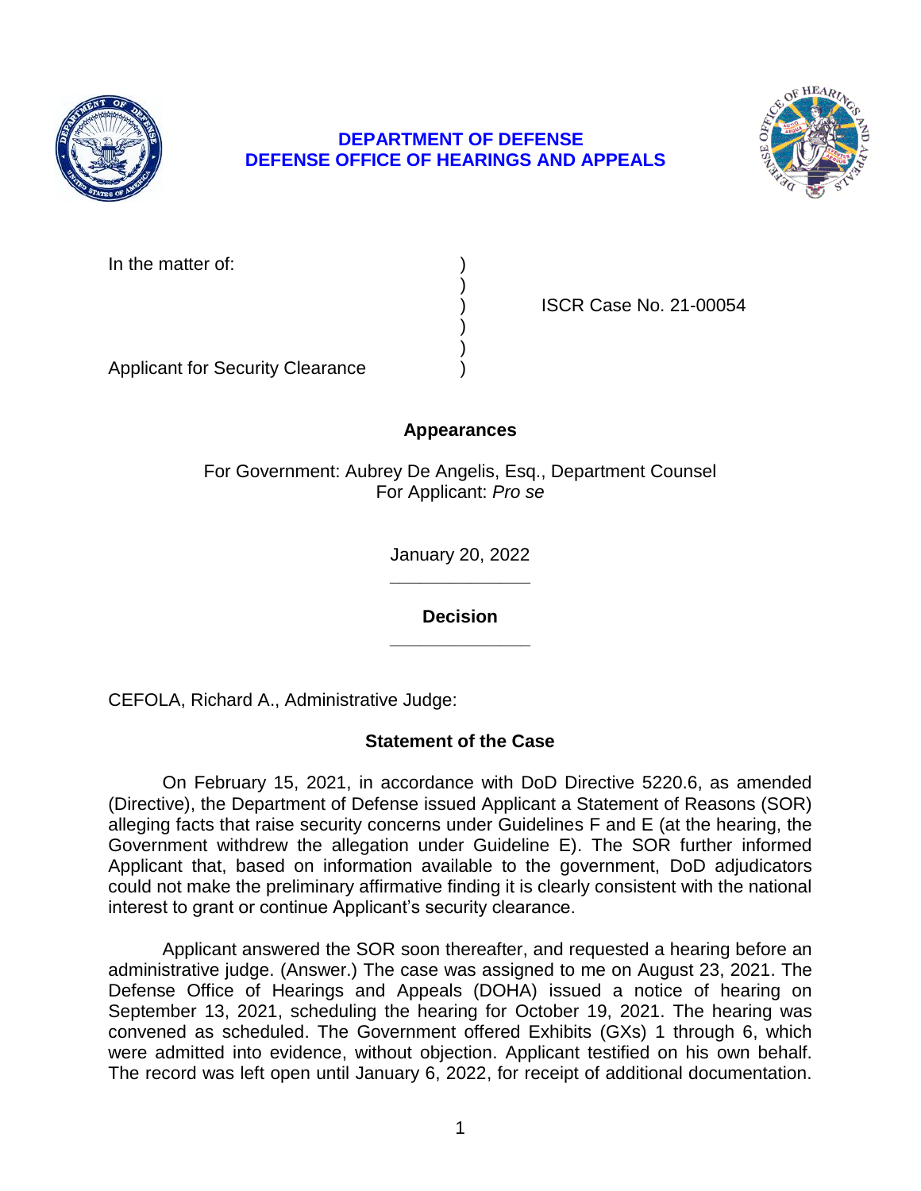**DEPARTMENT OF DEFENSE**
**DEFENSE OFFICE OF HEARINGS AND APPEALS**

In the matter of: )
)
) ISCR Case No. 21-00054
)
)
Applicant for Security Clearance )

## Appearances

For Government: Aubrey De Angelis, Esq., Department Counsel
For Applicant: *Pro se*

January 20, 2022

______________

## Decision

______________

CEFOLA, Richard A., Administrative Judge:

### Statement of the Case

On February 15, 2021, in accordance with DoD Directive 5220.6, as amended (Directive), the Department of Defense issued Applicant a Statement of Reasons (SOR) alleging facts that raise security concerns under Guidelines F and E (at the hearing, the Government withdrew the allegation under Guideline E). The SOR further informed Applicant that, based on information available to the government, DoD adjudicators could not make the preliminary affirmative finding it is clearly consistent with the national interest to grant or continue Applicant's security clearance.

Applicant answered the SOR soon thereafter, and requested a hearing before an administrative judge. (Answer.) The case was assigned to me on August 23, 2021. The Defense Office of Hearings and Appeals (DOHA) issued a notice of hearing on September 13, 2021, scheduling the hearing for October 19, 2021. The hearing was convened as scheduled. The Government offered Exhibits (GXs) 1 through 6, which were admitted into evidence, without objection. Applicant testified on his own behalf. The record was left open until January 6, 2022, for receipt of additional documentation.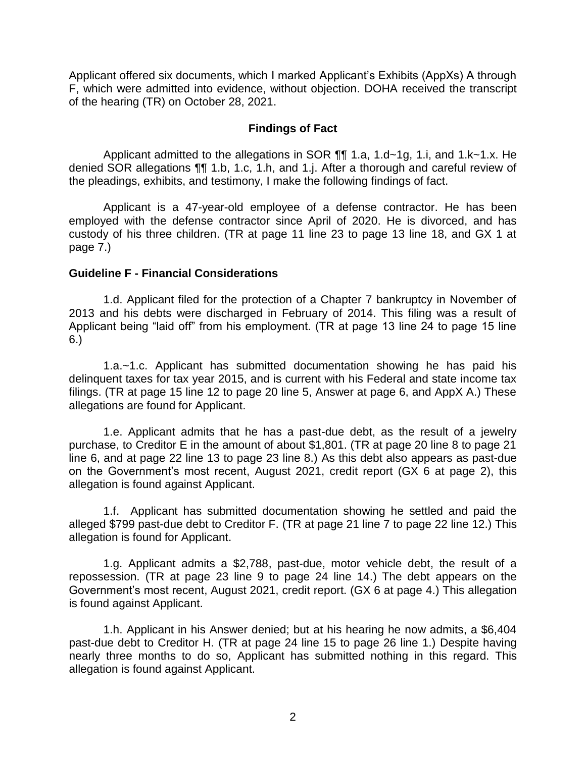Applicant offered six documents, which I marked Applicant's Exhibits (AppXs) A through F, which were admitted into evidence, without objection. DOHA received the transcript of the hearing (TR) on October 28, 2021.

## Findings of Fact

Applicant admitted to the allegations in SOR ¶¶ 1.a, 1.d~1g, 1.i, and 1.k~1.x. He denied SOR allegations ¶¶ 1.b, 1.c, 1.h, and 1.j. After a thorough and careful review of the pleadings, exhibits, and testimony, I make the following findings of fact.

Applicant is a 47-year-old employee of a defense contractor. He has been employed with the defense contractor since April of 2020. He is divorced, and has custody of his three children. (TR at page 11 line 23 to page 13 line 18, and GX 1 at page 7.)

### Guideline F - Financial Considerations

1.d. Applicant filed for the protection of a Chapter 7 bankruptcy in November of 2013 and his debts were discharged in February of 2014. This filing was a result of Applicant being "laid off" from his employment. (TR at page 13 line 24 to page 15 line 6.)

1.a.~1.c. Applicant has submitted documentation showing he has paid his delinquent taxes for tax year 2015, and is current with his Federal and state income tax filings. (TR at page 15 line 12 to page 20 line 5, Answer at page 6, and AppX A.) These allegations are found for Applicant.

1.e. Applicant admits that he has a past-due debt, as the result of a jewelry purchase, to Creditor E in the amount of about $1,801. (TR at page 20 line 8 to page 21 line 6, and at page 22 line 13 to page 23 line 8.) As this debt also appears as past-due on the Government's most recent, August 2021, credit report (GX 6 at page 2), this allegation is found against Applicant.

1.f. Applicant has submitted documentation showing he settled and paid the alleged $799 past-due debt to Creditor F. (TR at page 21 line 7 to page 22 line 12.) This allegation is found for Applicant.

1.g. Applicant admits a $2,788, past-due, motor vehicle debt, the result of a repossession. (TR at page 23 line 9 to page 24 line 14.) The debt appears on the Government's most recent, August 2021, credit report. (GX 6 at page 4.) This allegation is found against Applicant.

1.h. Applicant in his Answer denied; but at his hearing he now admits, a $6,404 past-due debt to Creditor H. (TR at page 24 line 15 to page 26 line 1.) Despite having nearly three months to do so, Applicant has submitted nothing in this regard. This allegation is found against Applicant.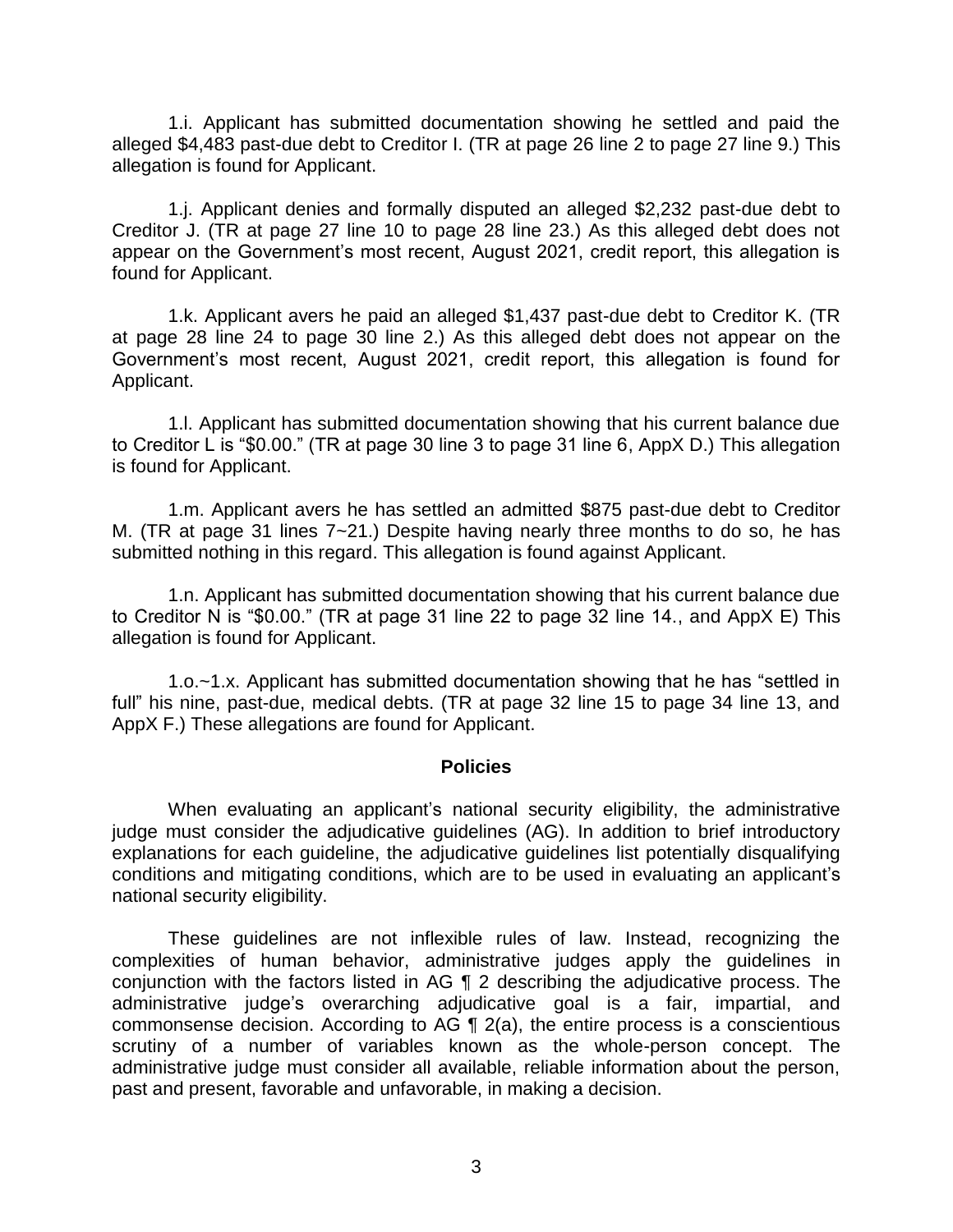1.i. Applicant has submitted documentation showing he settled and paid the alleged $4,483 past-due debt to Creditor I. (TR at page 26 line 2 to page 27 line 9.) This allegation is found for Applicant.

1.j. Applicant denies and formally disputed an alleged $2,232 past-due debt to Creditor J. (TR at page 27 line 10 to page 28 line 23.) As this alleged debt does not appear on the Government's most recent, August 2021, credit report, this allegation is found for Applicant.

1.k. Applicant avers he paid an alleged $1,437 past-due debt to Creditor K. (TR at page 28 line 24 to page 30 line 2.) As this alleged debt does not appear on the Government's most recent, August 2021, credit report, this allegation is found for Applicant.

1.l. Applicant has submitted documentation showing that his current balance due to Creditor L is "$0.00." (TR at page 30 line 3 to page 31 line 6, AppX D.) This allegation is found for Applicant.

1.m. Applicant avers he has settled an admitted $875 past-due debt to Creditor M. (TR at page 31 lines 7~21.) Despite having nearly three months to do so, he has submitted nothing in this regard. This allegation is found against Applicant.

1.n. Applicant has submitted documentation showing that his current balance due to Creditor N is "$0.00." (TR at page 31 line 22 to page 32 line 14., and AppX E) This allegation is found for Applicant.

1.o.~1.x. Applicant has submitted documentation showing that he has "settled in full" his nine, past-due, medical debts. (TR at page 32 line 15 to page 34 line 13, and AppX F.) These allegations are found for Applicant.

## Policies

When evaluating an applicant's national security eligibility, the administrative judge must consider the adjudicative guidelines (AG). In addition to brief introductory explanations for each guideline, the adjudicative guidelines list potentially disqualifying conditions and mitigating conditions, which are to be used in evaluating an applicant's national security eligibility.

These guidelines are not inflexible rules of law. Instead, recognizing the complexities of human behavior, administrative judges apply the guidelines in conjunction with the factors listed in AG ¶ 2 describing the adjudicative process. The administrative judge's overarching adjudicative goal is a fair, impartial, and commonsense decision. According to AG ¶ 2(a), the entire process is a conscientious scrutiny of a number of variables known as the whole-person concept. The administrative judge must consider all available, reliable information about the person, past and present, favorable and unfavorable, in making a decision.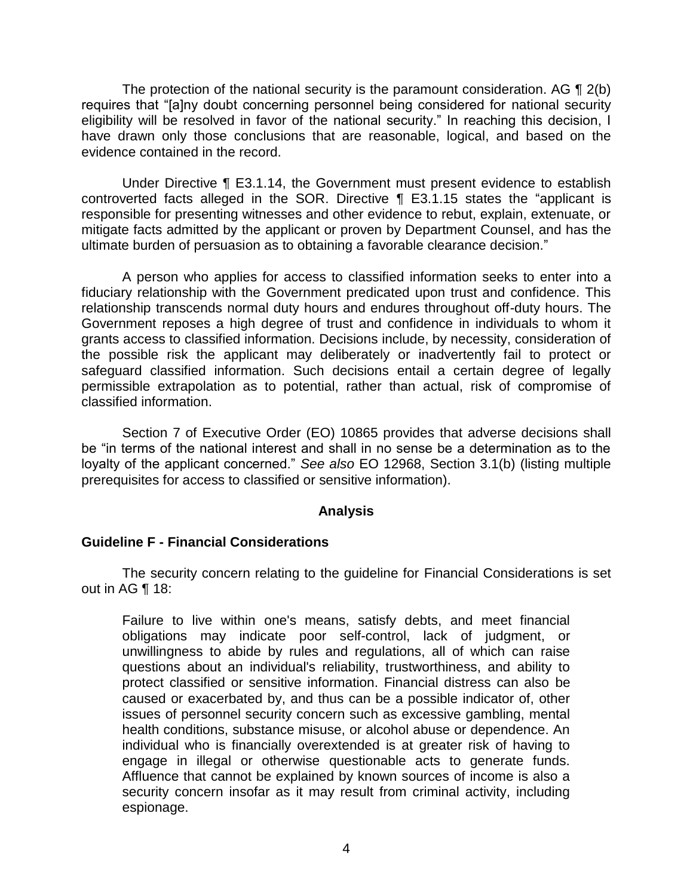The protection of the national security is the paramount consideration. AG ¶ 2(b) requires that "[a]ny doubt concerning personnel being considered for national security eligibility will be resolved in favor of the national security." In reaching this decision, I have drawn only those conclusions that are reasonable, logical, and based on the evidence contained in the record.

Under Directive ¶ E3.1.14, the Government must present evidence to establish controverted facts alleged in the SOR. Directive ¶ E3.1.15 states the "applicant is responsible for presenting witnesses and other evidence to rebut, explain, extenuate, or mitigate facts admitted by the applicant or proven by Department Counsel, and has the ultimate burden of persuasion as to obtaining a favorable clearance decision."

A person who applies for access to classified information seeks to enter into a fiduciary relationship with the Government predicated upon trust and confidence. This relationship transcends normal duty hours and endures throughout off-duty hours. The Government reposes a high degree of trust and confidence in individuals to whom it grants access to classified information. Decisions include, by necessity, consideration of the possible risk the applicant may deliberately or inadvertently fail to protect or safeguard classified information. Such decisions entail a certain degree of legally permissible extrapolation as to potential, rather than actual, risk of compromise of classified information.

Section 7 of Executive Order (EO) 10865 provides that adverse decisions shall be "in terms of the national interest and shall in no sense be a determination as to the loyalty of the applicant concerned." *See also* EO 12968, Section 3.1(b) (listing multiple prerequisites for access to classified or sensitive information).

## Analysis

### Guideline F - Financial Considerations

The security concern relating to the guideline for Financial Considerations is set out in AG ¶ 18:

> Failure to live within one's means, satisfy debts, and meet financial obligations may indicate poor self-control, lack of judgment, or unwillingness to abide by rules and regulations, all of which can raise questions about an individual's reliability, trustworthiness, and ability to protect classified or sensitive information. Financial distress can also be caused or exacerbated by, and thus can be a possible indicator of, other issues of personnel security concern such as excessive gambling, mental health conditions, substance misuse, or alcohol abuse or dependence. An individual who is financially overextended is at greater risk of having to engage in illegal or otherwise questionable acts to generate funds. Affluence that cannot be explained by known sources of income is also a security concern insofar as it may result from criminal activity, including espionage.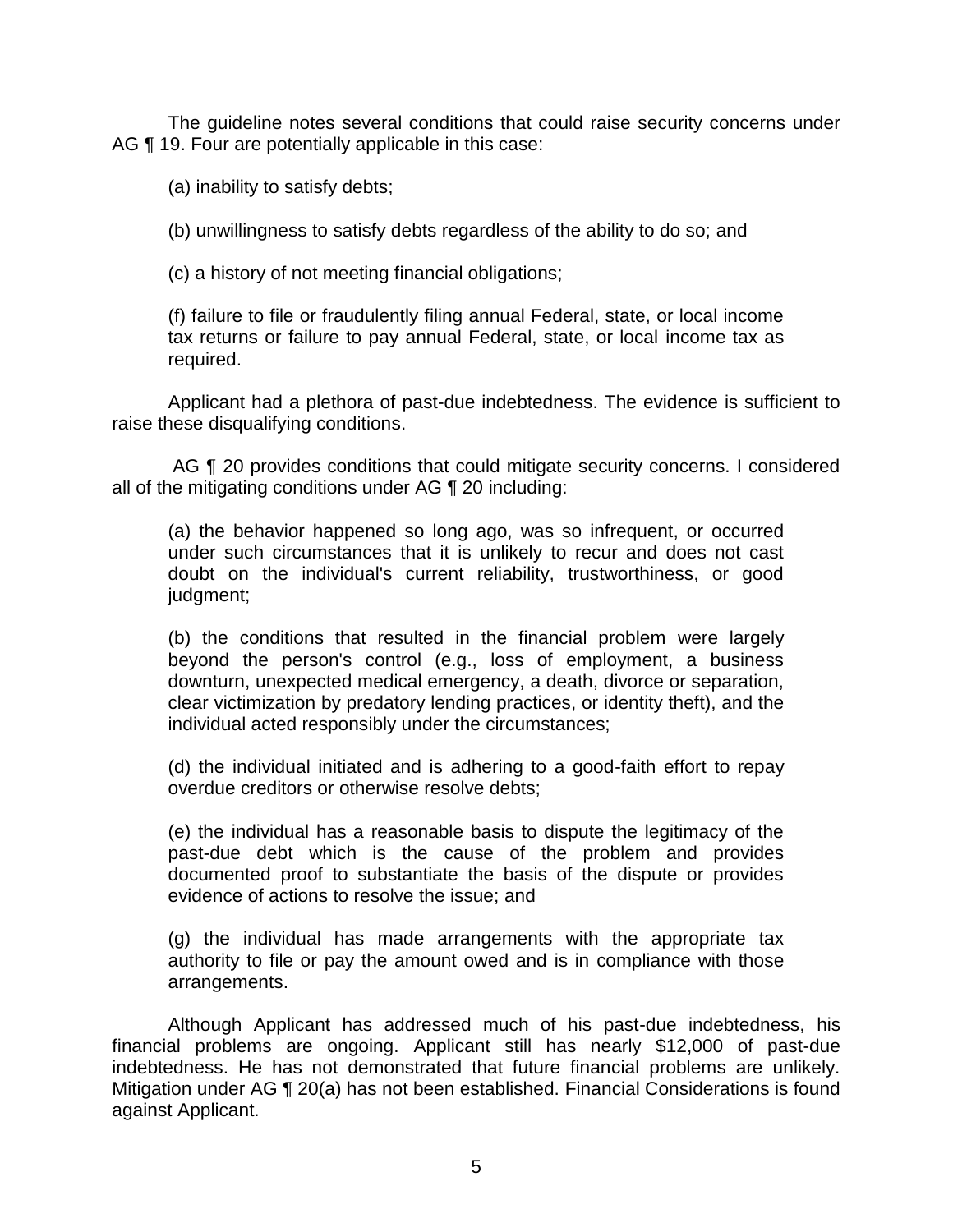The guideline notes several conditions that could raise security concerns under AG ¶ 19. Four are potentially applicable in this case:

> (a) inability to satisfy debts;
>
> (b) unwillingness to satisfy debts regardless of the ability to do so; and
>
> (c) a history of not meeting financial obligations;
>
> (f) failure to file or fraudulently filing annual Federal, state, or local income tax returns or failure to pay annual Federal, state, or local income tax as required.

Applicant had a plethora of past-due indebtedness. The evidence is sufficient to raise these disqualifying conditions.

AG ¶ 20 provides conditions that could mitigate security concerns. I considered all of the mitigating conditions under AG ¶ 20 including:

> (a) the behavior happened so long ago, was so infrequent, or occurred under such circumstances that it is unlikely to recur and does not cast doubt on the individual's current reliability, trustworthiness, or good judgment;
>
> (b) the conditions that resulted in the financial problem were largely beyond the person's control (e.g., loss of employment, a business downturn, unexpected medical emergency, a death, divorce or separation, clear victimization by predatory lending practices, or identity theft), and the individual acted responsibly under the circumstances;
>
> (d) the individual initiated and is adhering to a good-faith effort to repay overdue creditors or otherwise resolve debts;
>
> (e) the individual has a reasonable basis to dispute the legitimacy of the past-due debt which is the cause of the problem and provides documented proof to substantiate the basis of the dispute or provides evidence of actions to resolve the issue; and
>
> (g) the individual has made arrangements with the appropriate tax authority to file or pay the amount owed and is in compliance with those arrangements.

Although Applicant has addressed much of his past-due indebtedness, his financial problems are ongoing. Applicant still has nearly $12,000 of past-due indebtedness. He has not demonstrated that future financial problems are unlikely. Mitigation under AG ¶ 20(a) has not been established. Financial Considerations is found against Applicant.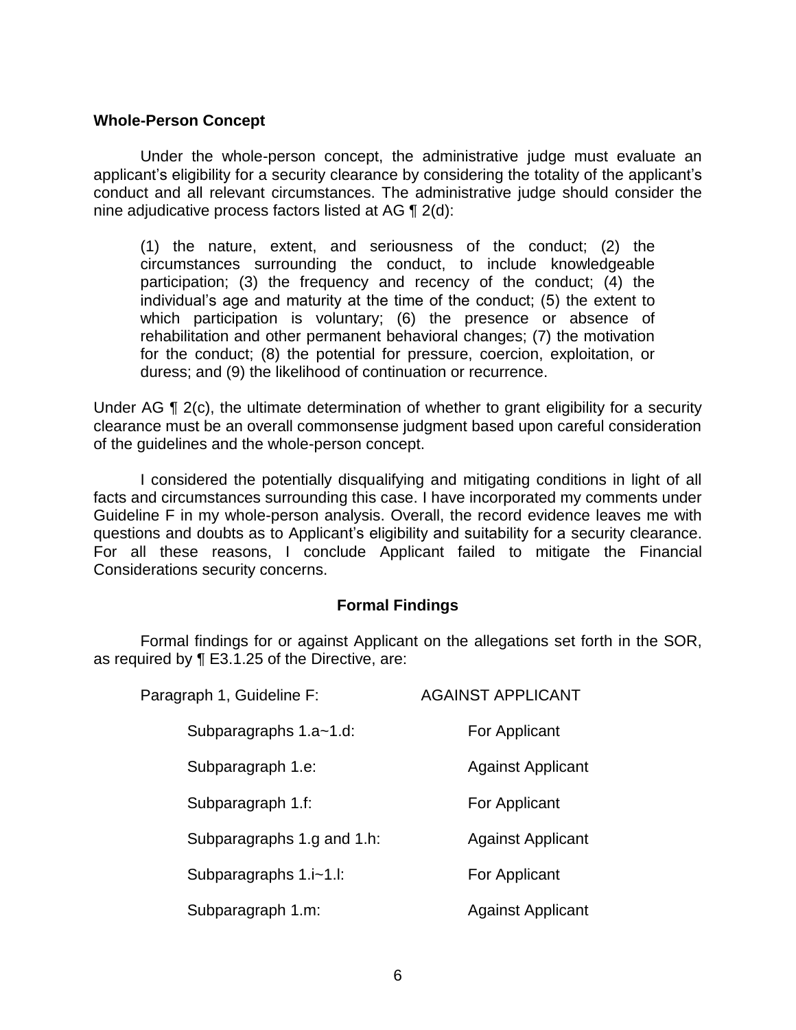**Whole-Person Concept**

Under the whole-person concept, the administrative judge must evaluate an applicant's eligibility for a security clearance by considering the totality of the applicant's conduct and all relevant circumstances. The administrative judge should consider the nine adjudicative process factors listed at AG ¶ 2(d):

> (1) the nature, extent, and seriousness of the conduct; (2) the circumstances surrounding the conduct, to include knowledgeable participation; (3) the frequency and recency of the conduct; (4) the individual's age and maturity at the time of the conduct; (5) the extent to which participation is voluntary; (6) the presence or absence of rehabilitation and other permanent behavioral changes; (7) the motivation for the conduct; (8) the potential for pressure, coercion, exploitation, or duress; and (9) the likelihood of continuation or recurrence.

Under AG ¶ 2(c), the ultimate determination of whether to grant eligibility for a security clearance must be an overall commonsense judgment based upon careful consideration of the guidelines and the whole-person concept.

I considered the potentially disqualifying and mitigating conditions in light of all facts and circumstances surrounding this case. I have incorporated my comments under Guideline F in my whole-person analysis. Overall, the record evidence leaves me with questions and doubts as to Applicant's eligibility and suitability for a security clearance. For all these reasons, I conclude Applicant failed to mitigate the Financial Considerations security concerns.

## Formal Findings

Formal findings for or against Applicant on the allegations set forth in the SOR, as required by ¶ E3.1.25 of the Directive, are:

| | |
|---|---|
| Paragraph 1, Guideline F: | AGAINST APPLICANT |
| Subparagraphs 1.a~1.d: | For Applicant |
| Subparagraph 1.e: | Against Applicant |
| Subparagraph 1.f: | For Applicant |
| Subparagraphs 1.g and 1.h: | Against Applicant |
| Subparagraphs 1.i~1.l: | For Applicant |
| Subparagraph 1.m: | Against Applicant |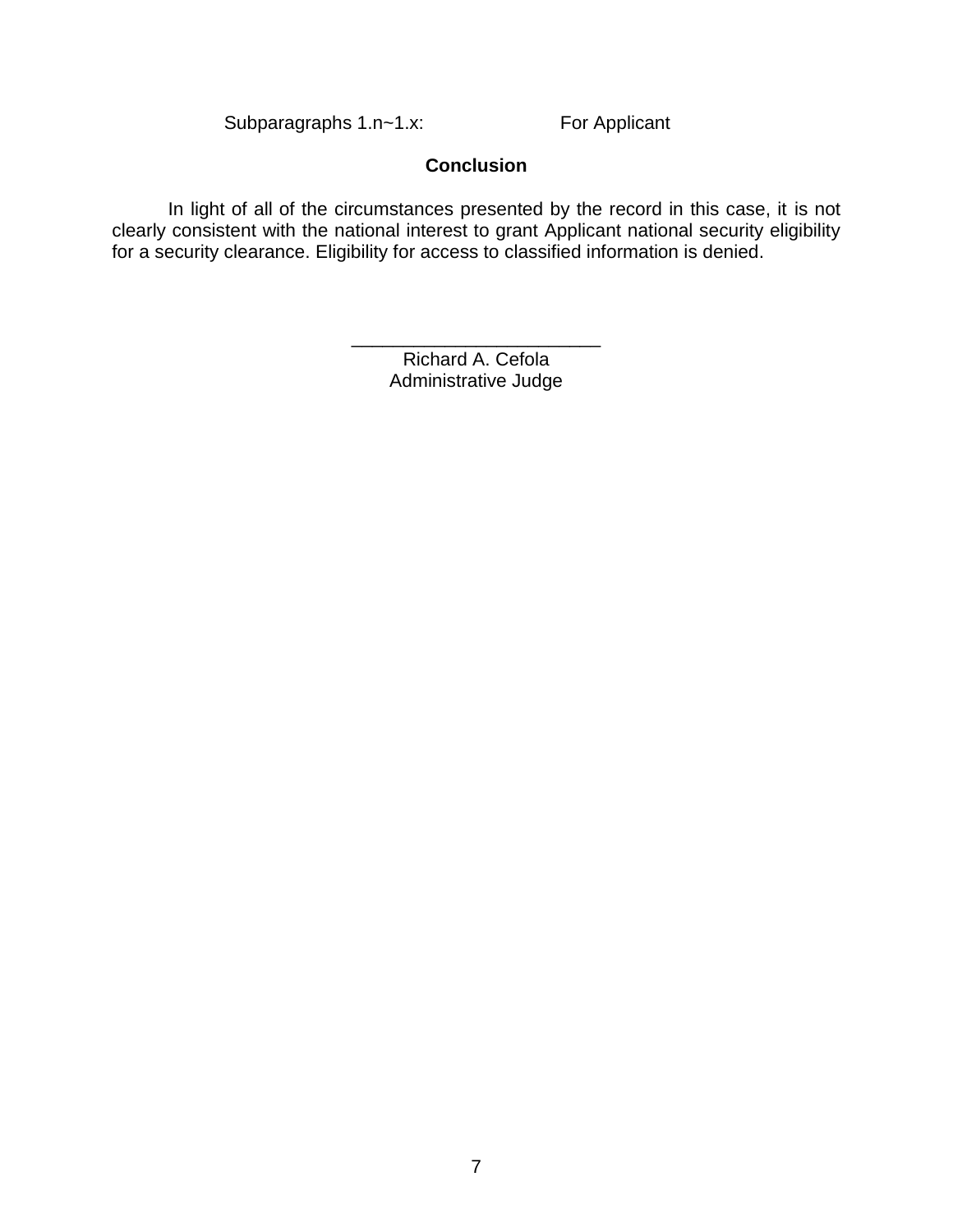Subparagraphs 1.n~1.x: For Applicant

## Conclusion

In light of all of the circumstances presented by the record in this case, it is not clearly consistent with the national interest to grant Applicant national security eligibility for a security clearance. Eligibility for access to classified information is denied.

_________________________

Richard A. Cefola
Administrative Judge